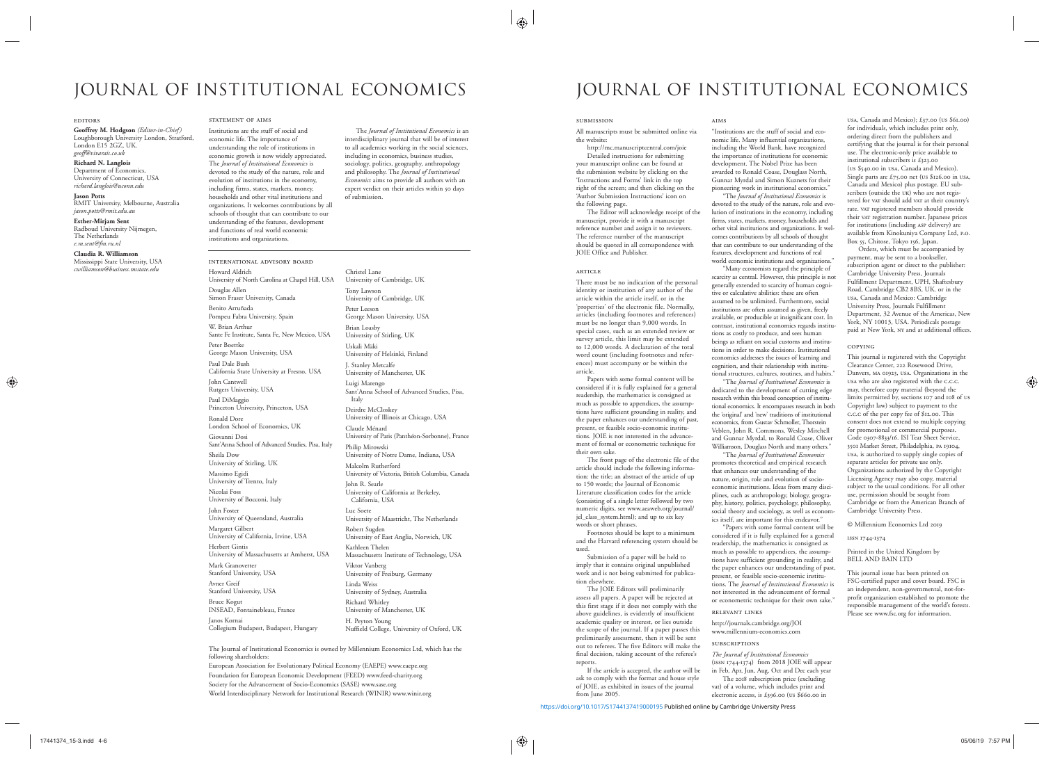## Journal of Institutional Economics

#### submission

All manuscripts must be submitted online via the website:

http://mc.manuscriptcentral.com/joie Detailed instructions for submitting your manuscript online can be found at the submission website by clicking on the 'Instructions and Forms' link in the top right of the screen; and then clicking on the 'Author Submission Instructions' icon on the following page.

The Editor will acknowledge receipt of the manuscript, provide it with a manuscript reference number and assign it to reviewers. The reference number of the manuscript should be quoted in all correspondence with JOIE Office and Publisher.

#### article

There must be no indication of the personal identity or institution of any author of the article within the article itself, or in the 'properties' of the electronic file. Normally, articles (including footnotes and references) must be no longer than 9,000 words. In special cases, such as an extended review or survey article, this limit may be extended to 12,000 words. A declaration of the total word count (including footnotes and references) must accompany or be within the article.

Papers with some formal content will be considered if it is fully explained for a general readership, the mathematics is consigned as much as possible to appendices, the assumptions have sufficient grounding in reality, and the paper enhances our understanding of past, present, or feasible socio-economic institutions. JOIE is not interested in the advancement of formal or econometric technique for their own sake.

The front page of the electronic file of the article should include the following information: the title; an abstract of the article of up to 150 words; the Journal of Economic Literature classification codes for the article (consisting of a single letter followed by two numeric digits, see www.aeaweb.org/journal/ jel\_class\_system.html); and up to six key words or short phrases.

Footnotes should be kept to a minimum and the Harvard referencing system should be used.

Submission of a paper will be held to imply that it contains original unpublished work and is not being submitted for publication elsewhere.

The JOIE Editors will preliminarily assess all papers. A paper will be rejected at this first stage if it does not comply with the above guidelines, is evidently of insufficient academic quality or interest, or lies outside the scope of the journal. If a paper passes this preliminarily assessment, then it will be sent out to referees. The five Editors will make the final decision, taking account of the referee's reports.

If the article is accepted, the author will be ask to comply with the format and house style of JOIE, as exhibited in issues of the journal from June 2005.

#### **AIMS**

"Institutions are the stuff of social and economic life. Many influential organizations, including the World Bank, have recognized the importance of institutions for economic development. The Nobel Prize has been awarded to Ronald Coase, Douglass North, Gunnar Myrdal and Simon Kuznets for their pioneering work in institutional economics."

"The *Journal of Institutional Economics* is devoted to the study of the nature, role and evolution of institutions in the economy, including firms, states, markets, money, households and other vital institutions and organizations. It welcomes contributions by all schools of thought that can contribute to our understanding of the features, development and functions of real world economic institutions and organizations."

"Many economists regard the principle of scarcity as central. However, this principle is not generally extended to scarcity of human cognitive or calculative abilities: these are often assumed to be unlimited. Furthermore, social institutions are often assumed as given, freely available, or producible at insignificant cost. In contrast, institutional economics regards institutions as costly to produce, and sees human beings as reliant on social customs and institutions in order to make decisions. Institutional economics addresses the issues of learning and cognition, and their relationship with institutional structures, cultures, routines, and habits."

"The *Journal of Institutional Economics* is dedicated to the development of cutting edge research within this broad conception of institutional economics. It encompasses research in both the 'original' and 'new' traditions of institutional economics, from Gustav Schmoller, Thorstein Veblen, John R. Commons, Wesley Mitchell and Gunnar Myrdal, to Ronald Coase, Oliver Williamson, Douglass North and many others."

"The *Journal of Institutional Economics* promotes theoretical and empirical research that enhances our understanding of the nature, origin, role and evolution of socioeconomic institutions. Ideas from many disciplines, such as anthropology, biology, geography, history, politics, psychology, philosophy, social theory and sociology, as well as economics itself, are important for this endeavor.'

"Papers with some formal content will be considered if it is fully explained for a general readership, the mathematics is consigned as much as possible to appendices, the assumptions have sufficient grounding in reality, and the paper enhances our understanding of past, present, or feasible socio-economic institutions. The *Journal of Institutional Economics* is not interested in the advancement of formal or econometric technique for their own sake."

#### relevant links

http://journals.cambridge.org/JOI www.millennium-economics.com

#### **SUBSCRIPTIONS**

*The Journal of Institutional Economics* (issn 1744-1374) from 2018 JOIE will appear

in Feb, Apr, Jun, Aug, Oct and Dec each year The 2018 subscription price (excluding

vat) of a volume, which includes print and electronic access, is £396.00 (us \$660.00 in usa, Canada and Mexico); £37.00 (us \$61.00) for individuals, which includes print only, ordering direct from the publishers and certifying that the journal is for their personal use. The electronic-only price available to institutional subscribers is £323.00 (us \$540.00 in usa, Canada and Mexico). Single parts are £75.00 net (us \$126.00 in usa, Canada and Mexico) plus postage. EU subscribers (outside the UK) who are not registered for var should add var at their country's rate. vat registered members should provide their vat registration number. Japanese prices for institutions (including asp delivery) are available from Kinokuniya Company Ltd, p.o. Box 55, Chitose, Tokyo 156, Japan.

Orders, which must be accompanied by payment, may be sent to a bookseller, subscription agent or direct to the publisher: Cambridge University Press, Journals Fulfillment Department, UPH, Shaftesbury Road, Cambridge CB2 8BS, UK. or in the usa, Canada and Mexico: Cambridge University Press, Journals Fulfillment Department, 32 Avenue of the Americas, New York, NY 10013, USA. Periodicals postage paid at New York, ny and at additional offices.

#### copying

This journal is registered with the Copyright Clearance Center, 222 Rosewood Drive, Danvers, ma 01923, usa. Organizations in the usa who are also registered with the c.c.c. may, therefore copy material (beyond the limits permitted by, sections 107 and 108 of us Copyright law) subject to payment to the c.c.c of the per copy fee of \$12.00. This consent does not extend to multiple copying for promotional or commercial purposes. Code 0307-8833/16. ISI Tear Sheet Service, 3501 Market Street, Philadelphia, pa 19104, usa, is authorized to supply single copies of separate articles for private use only. Organizations authorized by the Copyright Licensing Agency may also copy, material subject to the usual conditions. For all other use, permission should be sought from Cambridge or from the American Branch of Cambridge University Press.

#### © Millennium Economics Ltd 2019

#### issn 1744-1374

Printed in the United Kingdom by BELL AND BAIN LTD

This journal issue has been printed on FSC- certified paper and cover board. FSC is an independent, non-governmental, not-forprofit organization established to promote the responsible management of the world's forests. Please see www.fsc.org for information.